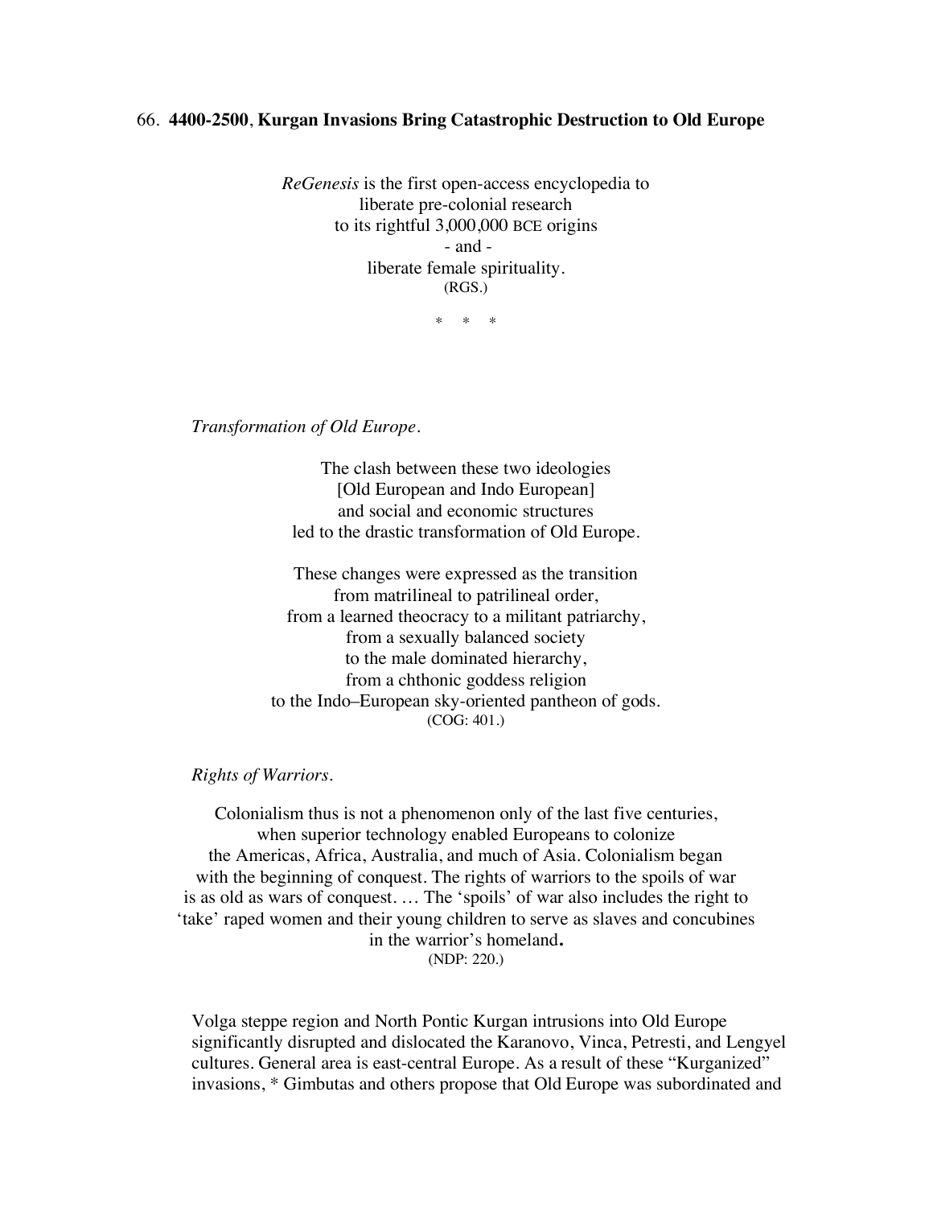66. **4400-2500**, **Kurgan Invasions Bring Catastrophic Destruction to Old Europe**

*ReGenesis* is the first open-access encyclopedia to
liberate pre-colonial research
to its rightful 3,000,000 BCE origins
- and -
liberate female spirituality.
(RGS.)

\* \* \*

*Transformation of Old Europe.*

The clash between these two ideologies
[Old European and Indo European]
and social and economic structures
led to the drastic transformation of Old Europe.

These changes were expressed as the transition
from matrilineal to patrilineal order,
from a learned theocracy to a militant patriarchy,
from a sexually balanced society
to the male dominated hierarchy,
from a chthonic goddess religion
to the Indo–European sky-oriented pantheon of gods.
(COG: 401.)

*Rights of Warriors.*

Colonialism thus is not a phenomenon only of the last five centuries,
when superior technology enabled Europeans to colonize
the Americas, Africa, Australia, and much of Asia. Colonialism began
with the beginning of conquest. The rights of warriors to the spoils of war
is as old as wars of conquest. … The 'spoils' of war also includes the right to
'take' raped women and their young children to serve as slaves and concubines
in the warrior's homeland**.**
(NDP: 220.)

Volga steppe region and North Pontic Kurgan intrusions into Old Europe significantly disrupted and dislocated the Karanovo, Vinca, Petresti, and Lengyel cultures. General area is east-central Europe. As a result of these "Kurganized" invasions, * Gimbutas and others propose that Old Europe was subordinated and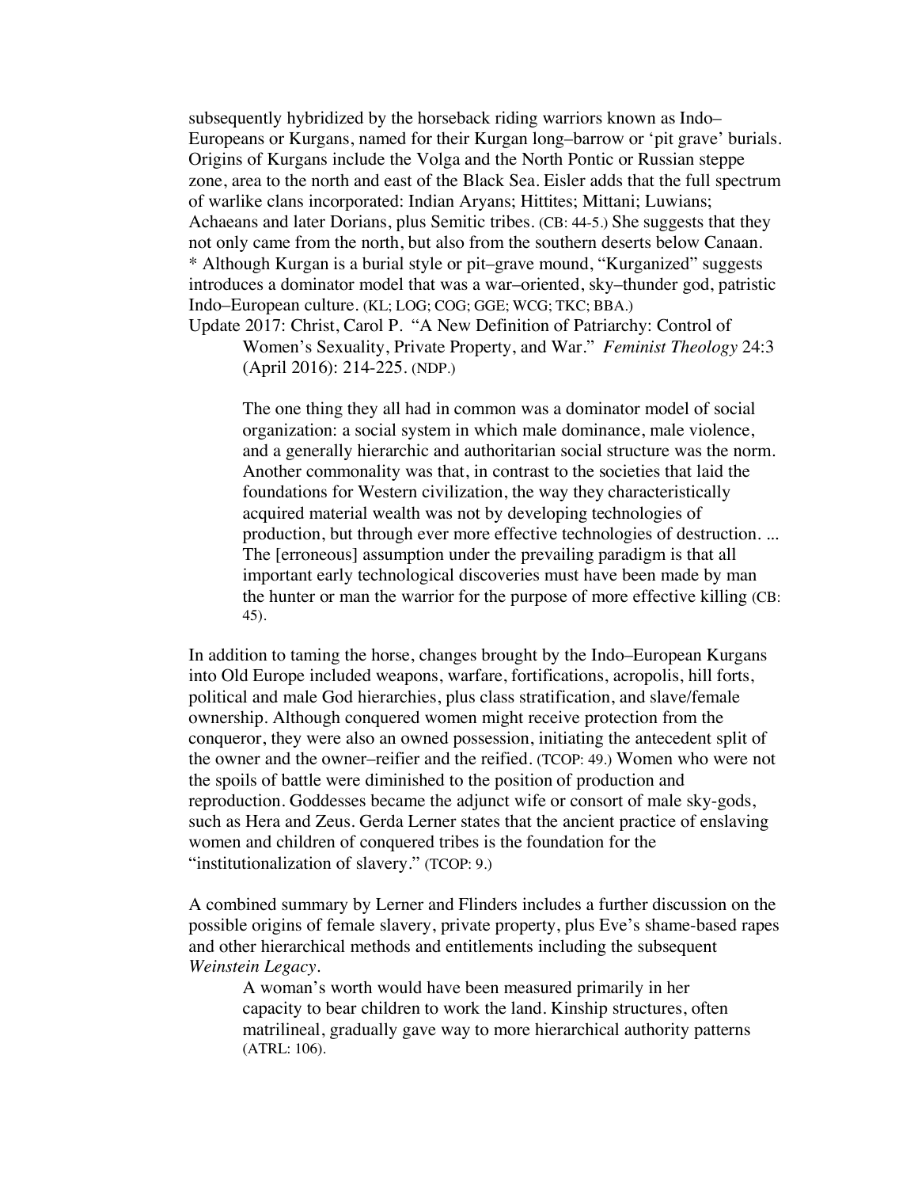subsequently hybridized by the horseback riding warriors known as Indo–Europeans or Kurgans, named for their Kurgan long–barrow or 'pit grave' burials. Origins of Kurgans include the Volga and the North Pontic or Russian steppe zone, area to the north and east of the Black Sea. Eisler adds that the full spectrum of warlike clans incorporated: Indian Aryans; Hittites; Mittani; Luwians; Achaeans and later Dorians, plus Semitic tribes. (CB: 44-5.) She suggests that they not only came from the north, but also from the southern deserts below Canaan. * Although Kurgan is a burial style or pit–grave mound, "Kurganized" suggests introduces a dominator model that was a war–oriented, sky–thunder god, patristic Indo–European culture. (KL; LOG; COG; GGE; WCG; TKC; BBA.)

Update 2017: Christ, Carol P. "A New Definition of Patriarchy: Control of Women's Sexuality, Private Property, and War." *Feminist Theology* 24:3 (April 2016): 214-225. (NDP.)

> The one thing they all had in common was a dominator model of social organization: a social system in which male dominance, male violence, and a generally hierarchic and authoritarian social structure was the norm. Another commonality was that, in contrast to the societies that laid the foundations for Western civilization, the way they characteristically acquired material wealth was not by developing technologies of production, but through ever more effective technologies of destruction. ... The [erroneous] assumption under the prevailing paradigm is that all important early technological discoveries must have been made by man the hunter or man the warrior for the purpose of more effective killing (CB: 45).

In addition to taming the horse, changes brought by the Indo–European Kurgans into Old Europe included weapons, warfare, fortifications, acropolis, hill forts, political and male God hierarchies, plus class stratification, and slave/female ownership. Although conquered women might receive protection from the conqueror, they were also an owned possession, initiating the antecedent split of the owner and the owner–reifier and the reified. (TCOP: 49.) Women who were not the spoils of battle were diminished to the position of production and reproduction. Goddesses became the adjunct wife or consort of male sky-gods, such as Hera and Zeus. Gerda Lerner states that the ancient practice of enslaving women and children of conquered tribes is the foundation for the "institutionalization of slavery." (TCOP: 9.)

A combined summary by Lerner and Flinders includes a further discussion on the possible origins of female slavery, private property, plus Eve's shame-based rapes and other hierarchical methods and entitlements including the subsequent *Weinstein Legacy*.

> A woman's worth would have been measured primarily in her capacity to bear children to work the land. Kinship structures, often matrilineal, gradually gave way to more hierarchical authority patterns (ATRL: 106).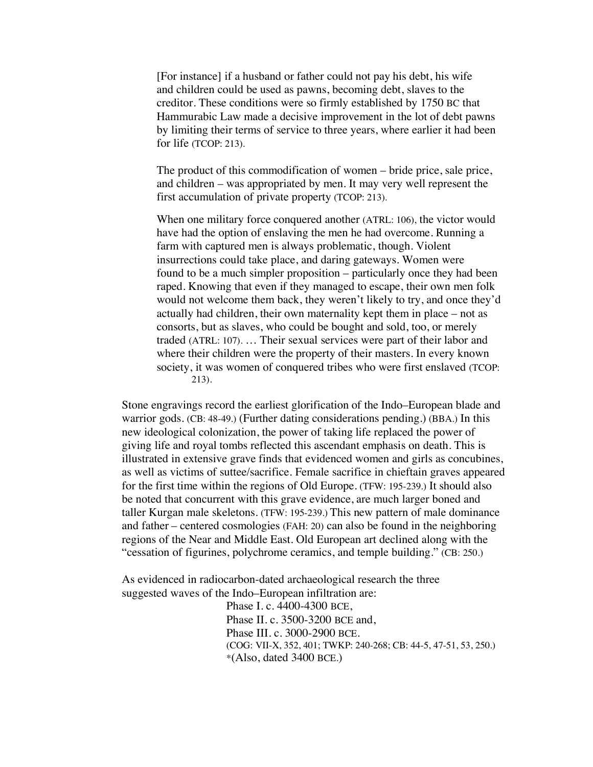> [For instance] if a husband or father could not pay his debt, his wife and children could be used as pawns, becoming debt, slaves to the creditor. These conditions were so firmly established by 1750 BC that Hammurabic Law made a decisive improvement in the lot of debt pawns by limiting their terms of service to three years, where earlier it had been for life (TCOP: 213).
>
> The product of this commodification of women – bride price, sale price, and children – was appropriated by men. It may very well represent the first accumulation of private property (TCOP: 213).
>
> When one military force conquered another (ATRL: 106), the victor would have had the option of enslaving the men he had overcome. Running a farm with captured men is always problematic, though. Violent insurrections could take place, and daring gateways. Women were found to be a much simpler proposition – particularly once they had been raped. Knowing that even if they managed to escape, their own men folk would not welcome them back, they weren't likely to try, and once they'd actually had children, their own maternality kept them in place – not as consorts, but as slaves, who could be bought and sold, too, or merely traded (ATRL: 107). … Their sexual services were part of their labor and where their children were the property of their masters. In every known society, it was women of conquered tribes who were first enslaved (TCOP: 213).

Stone engravings record the earliest glorification of the Indo–European blade and warrior gods. (CB: 48-49.) (Further dating considerations pending.) (BBA.) In this new ideological colonization, the power of taking life replaced the power of giving life and royal tombs reflected this ascendant emphasis on death. This is illustrated in extensive grave finds that evidenced women and girls as concubines, as well as victims of suttee/sacrifice. Female sacrifice in chieftain graves appeared for the first time within the regions of Old Europe. (TFW: 195-239.) It should also be noted that concurrent with this grave evidence, are much larger boned and taller Kurgan male skeletons. (TFW: 195-239.) This new pattern of male dominance and father – centered cosmologies (FAH: 20) can also be found in the neighboring regions of the Near and Middle East. Old European art declined along with the "cessation of figurines, polychrome ceramics, and temple building." (CB: 250.)

As evidenced in radiocarbon-dated archaeological research the three suggested waves of the Indo–European infiltration are:

Phase I. c. 4400-4300 BCE,
Phase II. c. 3500-3200 BCE and,
Phase III. c. 3000-2900 BCE.
(COG: VII-X, 352, 401; TWKP: 240-268; CB: 44-5, 47-51, 53, 250.)
*(Also, dated 3400 BCE.)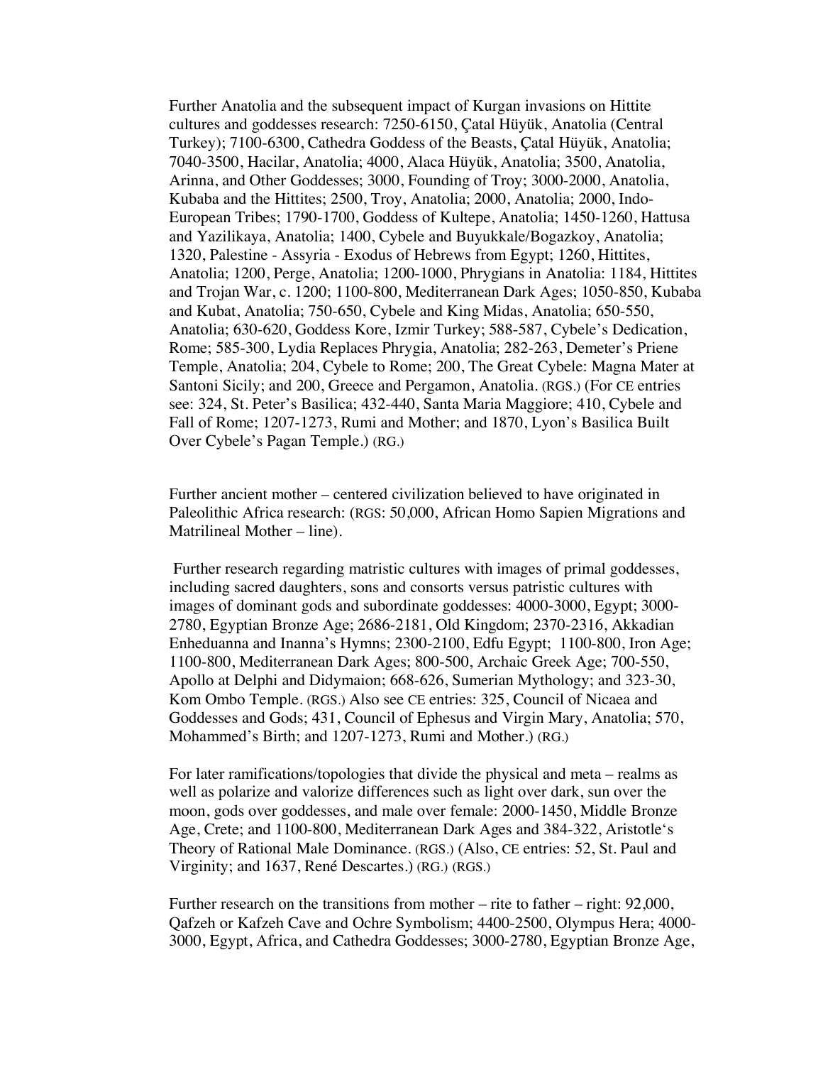Further Anatolia and the subsequent impact of Kurgan invasions on Hittite cultures and goddesses research: 7250-6150, Çatal Hüyük, Anatolia (Central Turkey); 7100-6300, Cathedra Goddess of the Beasts, Çatal Hüyük, Anatolia; 7040-3500, Hacilar, Anatolia; 4000, Alaca Hüyük, Anatolia; 3500, Anatolia, Arinna, and Other Goddesses; 3000, Founding of Troy; 3000-2000, Anatolia, Kubaba and the Hittites; 2500, Troy, Anatolia; 2000, Anatolia; 2000, Indo-European Tribes; 1790-1700, Goddess of Kultepe, Anatolia; 1450-1260, Hattusa and Yazilikaya, Anatolia; 1400, Cybele and Buyukkale/Bogazkoy, Anatolia; 1320, Palestine - Assyria - Exodus of Hebrews from Egypt; 1260, Hittites, Anatolia; 1200, Perge, Anatolia; 1200-1000, Phrygians in Anatolia: 1184, Hittites and Trojan War, c. 1200; 1100-800, Mediterranean Dark Ages; 1050-850, Kubaba and Kubat, Anatolia; 750-650, Cybele and King Midas, Anatolia; 650-550, Anatolia; 630-620, Goddess Kore, Izmir Turkey; 588-587, Cybele's Dedication, Rome; 585-300, Lydia Replaces Phrygia, Anatolia; 282-263, Demeter's Priene Temple, Anatolia; 204, Cybele to Rome; 200, The Great Cybele: Magna Mater at Santoni Sicily; and 200, Greece and Pergamon, Anatolia. (RGS.) (For CE entries see: 324, St. Peter's Basilica; 432-440, Santa Maria Maggiore; 410, Cybele and Fall of Rome; 1207-1273, Rumi and Mother; and 1870, Lyon's Basilica Built Over Cybele's Pagan Temple.) (RG.)

Further ancient mother – centered civilization believed to have originated in Paleolithic Africa research: (RGS: 50,000, African Homo Sapien Migrations and Matrilineal Mother – line).

Further research regarding matristic cultures with images of primal goddesses, including sacred daughters, sons and consorts versus patristic cultures with images of dominant gods and subordinate goddesses: 4000-3000, Egypt; 3000-2780, Egyptian Bronze Age; 2686-2181, Old Kingdom; 2370-2316, Akkadian Enheduanna and Inanna's Hymns; 2300-2100, Edfu Egypt; 1100-800, Iron Age; 1100-800, Mediterranean Dark Ages; 800-500, Archaic Greek Age; 700-550, Apollo at Delphi and Didymaion; 668-626, Sumerian Mythology; and 323-30, Kom Ombo Temple. (RGS.) Also see CE entries: 325, Council of Nicaea and Goddesses and Gods; 431, Council of Ephesus and Virgin Mary, Anatolia; 570, Mohammed's Birth; and 1207-1273, Rumi and Mother.) (RG.)

For later ramifications/topologies that divide the physical and meta – realms as well as polarize and valorize differences such as light over dark, sun over the moon, gods over goddesses, and male over female: 2000-1450, Middle Bronze Age, Crete; and 1100-800, Mediterranean Dark Ages and 384-322, Aristotle's Theory of Rational Male Dominance. (RGS.) (Also, CE entries: 52, St. Paul and Virginity; and 1637, René Descartes.) (RG.) (RGS.)

Further research on the transitions from mother – rite to father – right: 92,000, Qafzeh or Kafzeh Cave and Ochre Symbolism; 4400-2500, Olympus Hera; 4000-3000, Egypt, Africa, and Cathedra Goddesses; 3000-2780, Egyptian Bronze Age,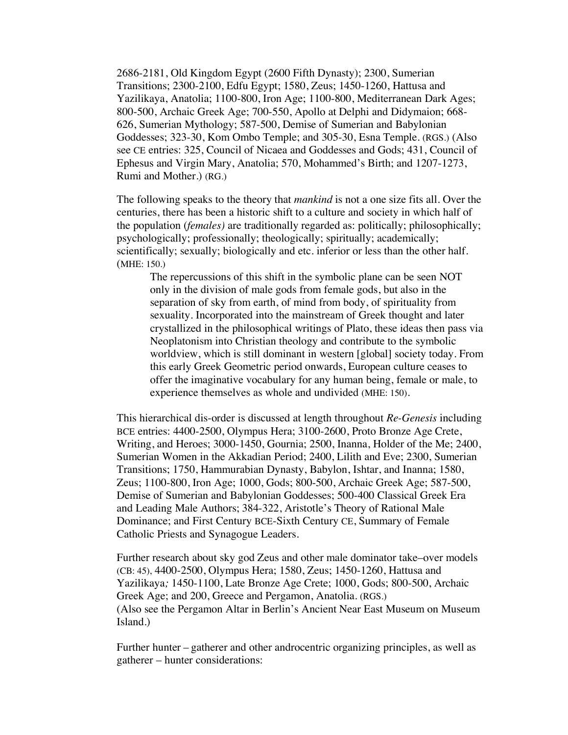2686-2181, Old Kingdom Egypt (2600 Fifth Dynasty); 2300, Sumerian Transitions; 2300-2100, Edfu Egypt; 1580, Zeus; 1450-1260, Hattusa and Yazilikaya, Anatolia; 1100-800, Iron Age; 1100-800, Mediterranean Dark Ages; 800-500, Archaic Greek Age; 700-550, Apollo at Delphi and Didymaion; 668-626, Sumerian Mythology; 587-500, Demise of Sumerian and Babylonian Goddesses; 323-30, Kom Ombo Temple; and 305-30, Esna Temple. (RGS.) (Also see CE entries: 325, Council of Nicaea and Goddesses and Gods; 431, Council of Ephesus and Virgin Mary, Anatolia; 570, Mohammed's Birth; and 1207-1273, Rumi and Mother.) (RG.)

The following speaks to the theory that *mankind* is not a one size fits all. Over the centuries, there has been a historic shift to a culture and society in which half of the population (*females)* are traditionally regarded as: politically; philosophically; psychologically; professionally; theologically; spiritually; academically; scientifically; sexually; biologically and etc. inferior or less than the other half. (MHE: 150.)

> The repercussions of this shift in the symbolic plane can be seen NOT only in the division of male gods from female gods, but also in the separation of sky from earth, of mind from body, of spirituality from sexuality. Incorporated into the mainstream of Greek thought and later crystallized in the philosophical writings of Plato, these ideas then pass via Neoplatonism into Christian theology and contribute to the symbolic worldview, which is still dominant in western [global] society today. From this early Greek Geometric period onwards, European culture ceases to offer the imaginative vocabulary for any human being, female or male, to experience themselves as whole and undivided (MHE: 150).

This hierarchical dis-order is discussed at length throughout *Re-Genesis* including BCE entries: 4400-2500, Olympus Hera; 3100-2600, Proto Bronze Age Crete, Writing, and Heroes; 3000-1450, Gournia; 2500, Inanna, Holder of the Me; 2400, Sumerian Women in the Akkadian Period; 2400, Lilith and Eve; 2300, Sumerian Transitions; 1750, Hammurabian Dynasty, Babylon, Ishtar, and Inanna; 1580, Zeus; 1100-800, Iron Age; 1000, Gods; 800-500, Archaic Greek Age; 587-500, Demise of Sumerian and Babylonian Goddesses; 500-400 Classical Greek Era and Leading Male Authors; 384-322, Aristotle's Theory of Rational Male Dominance; and First Century BCE-Sixth Century CE, Summary of Female Catholic Priests and Synagogue Leaders.

Further research about sky god Zeus and other male dominator take–over models (CB: 45), 4400-2500, Olympus Hera; 1580, Zeus; 1450-1260, Hattusa and Yazilikaya*;* 1450-1100, Late Bronze Age Crete; 1000, Gods; 800-500, Archaic Greek Age; and 200, Greece and Pergamon, Anatolia. (RGS.)
(Also see the Pergamon Altar in Berlin's Ancient Near East Museum on Museum Island.)

Further hunter – gatherer and other androcentric organizing principles, as well as gatherer – hunter considerations: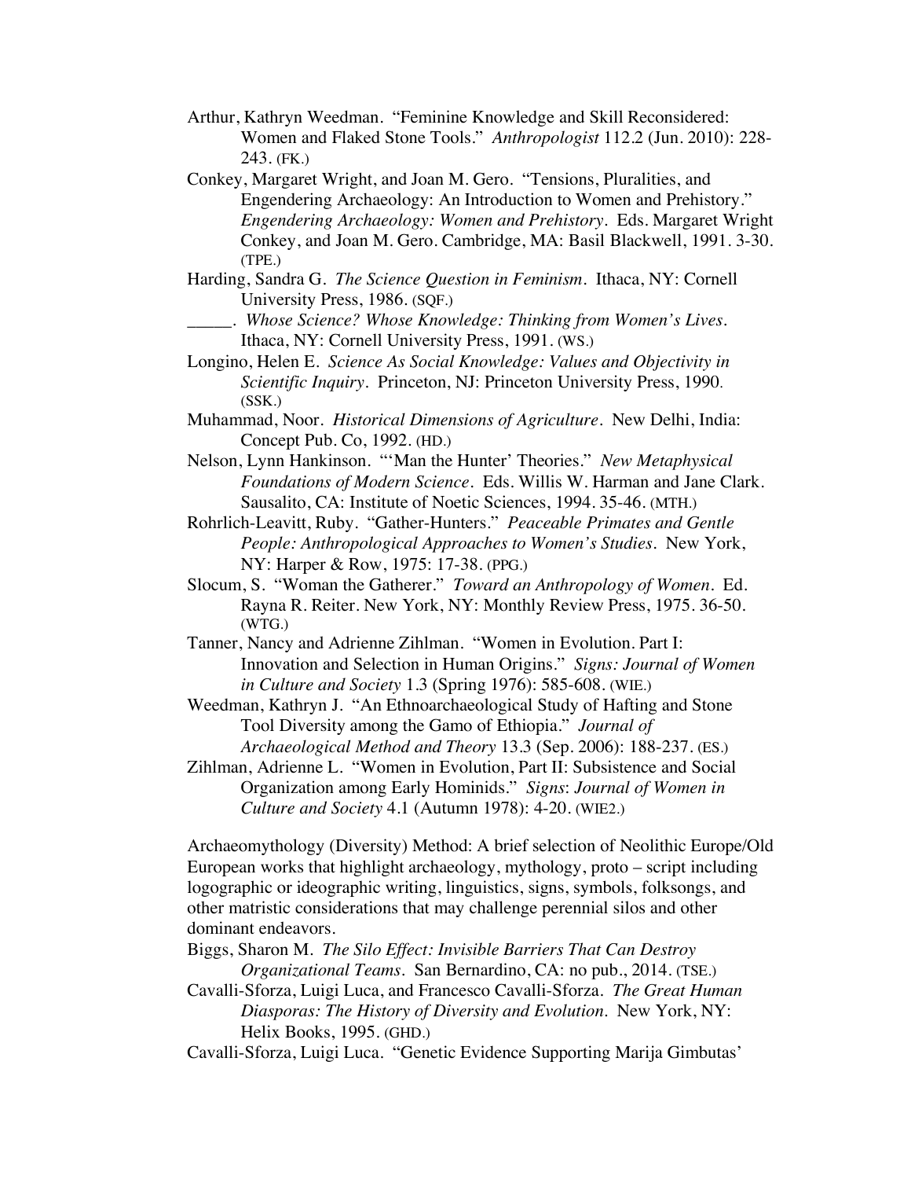Arthur, Kathryn Weedman. "Feminine Knowledge and Skill Reconsidered: Women and Flaked Stone Tools." *Anthropologist* 112.2 (Jun. 2010): 228-243. (FK.)

Conkey, Margaret Wright, and Joan M. Gero. "Tensions, Pluralities, and Engendering Archaeology: An Introduction to Women and Prehistory." *Engendering Archaeology: Women and Prehistory*. Eds. Margaret Wright Conkey, and Joan M. Gero. Cambridge, MA: Basil Blackwell, 1991. 3-30. (TPE.)

Harding, Sandra G. *The Science Question in Feminism*. Ithaca, NY: Cornell University Press, 1986. (SQF.)

_____. *Whose Science? Whose Knowledge: Thinking from Women's Lives*. Ithaca, NY: Cornell University Press, 1991. (WS.)

Longino, Helen E. *Science As Social Knowledge: Values and Objectivity in Scientific Inquiry*. Princeton, NJ: Princeton University Press, 1990. (SSK.)

Muhammad, Noor. *Historical Dimensions of Agriculture*. New Delhi, India: Concept Pub. Co, 1992. (HD.)

Nelson, Lynn Hankinson. "'Man the Hunter' Theories." *New Metaphysical Foundations of Modern Science*. Eds. Willis W. Harman and Jane Clark. Sausalito, CA: Institute of Noetic Sciences, 1994. 35-46. (MTH.)

Rohrlich-Leavitt, Ruby. "Gather-Hunters." *Peaceable Primates and Gentle People: Anthropological Approaches to Women's Studies*. New York, NY: Harper & Row, 1975: 17-38. (PPG.)

Slocum, S. "Woman the Gatherer." *Toward an Anthropology of Women*. Ed. Rayna R. Reiter. New York, NY: Monthly Review Press, 1975. 36-50. (WTG.)

Tanner, Nancy and Adrienne Zihlman. "Women in Evolution. Part I: Innovation and Selection in Human Origins." *Signs: Journal of Women in Culture and Society* 1.3 (Spring 1976): 585-608. (WIE.)

Weedman, Kathryn J. "An Ethnoarchaeological Study of Hafting and Stone Tool Diversity among the Gamo of Ethiopia." *Journal of Archaeological Method and Theory* 13.3 (Sep. 2006): 188-237. (ES.)

Zihlman, Adrienne L. "Women in Evolution, Part II: Subsistence and Social Organization among Early Hominids." *Signs*: *Journal of Women in Culture and Society* 4.1 (Autumn 1978): 4-20. (WIE2.)

Archaeomythology (Diversity) Method: A brief selection of Neolithic Europe/Old European works that highlight archaeology, mythology, proto – script including logographic or ideographic writing, linguistics, signs, symbols, folksongs, and other matristic considerations that may challenge perennial silos and other dominant endeavors.

Biggs, Sharon M. *The Silo Effect: Invisible Barriers That Can Destroy Organizational Teams*. San Bernardino, CA: no pub., 2014. (TSE.)

Cavalli-Sforza, Luigi Luca, and Francesco Cavalli-Sforza. *The Great Human Diasporas: The History of Diversity and Evolution*. New York, NY: Helix Books, 1995. (GHD.)

Cavalli-Sforza, Luigi Luca. "Genetic Evidence Supporting Marija Gimbutas'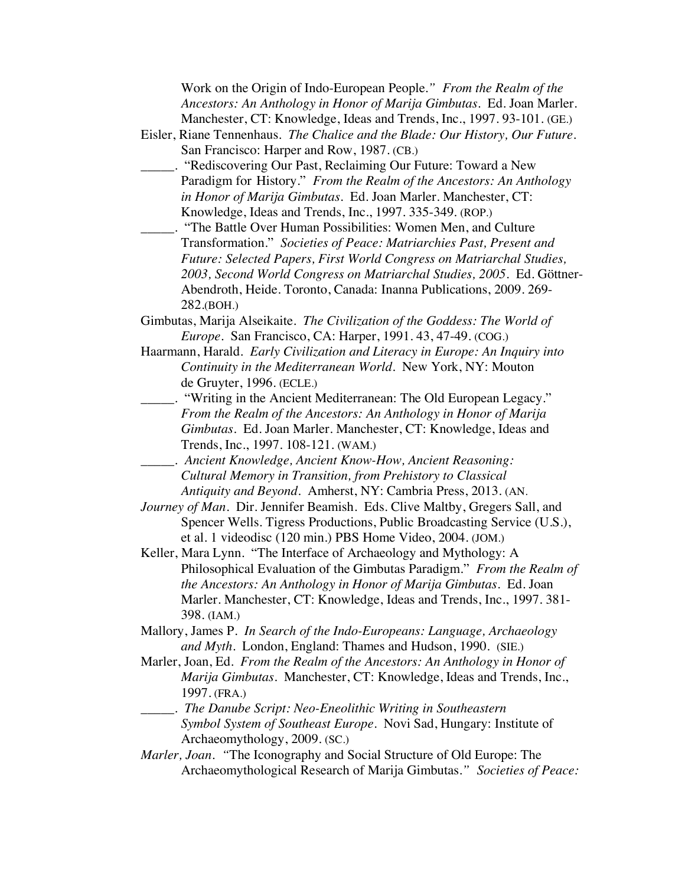Work on the Origin of Indo-European People." *From the Realm of the Ancestors: An Anthology in Honor of Marija Gimbutas*. Ed. Joan Marler. Manchester, CT: Knowledge, Ideas and Trends, Inc., 1997. 93-101. (GE.)

Eisler, Riane Tennenhaus. *The Chalice and the Blade: Our History, Our Future*. San Francisco: Harper and Row, 1987. (CB.)

_____. "Rediscovering Our Past, Reclaiming Our Future: Toward a New Paradigm for History." *From the Realm of the Ancestors: An Anthology in Honor of Marija Gimbutas*. Ed. Joan Marler. Manchester, CT: Knowledge, Ideas and Trends, Inc., 1997. 335-349. (ROP.)

_____. "The Battle Over Human Possibilities: Women Men, and Culture Transformation." *Societies of Peace: Matriarchies Past, Present and Future: Selected Papers, First World Congress on Matriarchal Studies, 2003, Second World Congress on Matriarchal Studies, 2005*. Ed. Göttner-Abendroth, Heide. Toronto, Canada: Inanna Publications, 2009. 269-282.(BOH.)

Gimbutas, Marija Alseikaite. *The Civilization of the Goddess: The World of Europe*. San Francisco, CA: Harper, 1991. 43, 47-49. (COG.)

Haarmann, Harald. *Early Civilization and Literacy in Europe: An Inquiry into Continuity in the Mediterranean World*. New York, NY: Mouton de Gruyter, 1996. (ECLE.)

_____. "Writing in the Ancient Mediterranean: The Old European Legacy." *From the Realm of the Ancestors: An Anthology in Honor of Marija Gimbutas*. Ed. Joan Marler. Manchester, CT: Knowledge, Ideas and Trends, Inc., 1997. 108-121. (WAM.)

_____. *Ancient Knowledge, Ancient Know-How, Ancient Reasoning: Cultural Memory in Transition, from Prehistory to Classical Antiquity and Beyond*. Amherst, NY: Cambria Press, 2013. (AN.

*Journey of Man*. Dir. Jennifer Beamish. Eds. Clive Maltby, Gregers Sall, and Spencer Wells. Tigress Productions, Public Broadcasting Service (U.S.), et al. 1 videodisc (120 min.) PBS Home Video, 2004. (JOM.)

Keller, Mara Lynn. "The Interface of Archaeology and Mythology: A Philosophical Evaluation of the Gimbutas Paradigm." *From the Realm of the Ancestors: An Anthology in Honor of Marija Gimbutas*. Ed. Joan Marler. Manchester, CT: Knowledge, Ideas and Trends, Inc., 1997. 381-398. (IAM.)

Mallory, James P. *In Search of the Indo-Europeans: Language, Archaeology and Myth*. London, England: Thames and Hudson, 1990. (SIE.)

Marler, Joan, Ed. *From the Realm of the Ancestors: An Anthology in Honor of Marija Gimbutas*. Manchester, CT: Knowledge, Ideas and Trends, Inc., 1997. (FRA.)

_____. *The Danube Script: Neo-Eneolithic Writing in Southeastern Symbol System of Southeast Europe*. Novi Sad, Hungary: Institute of Archaeomythology, 2009. (SC.)

*Marler, Joan*. "The Iconography and Social Structure of Old Europe: The Archaeomythological Research of Marija Gimbutas." *Societies of Peace:*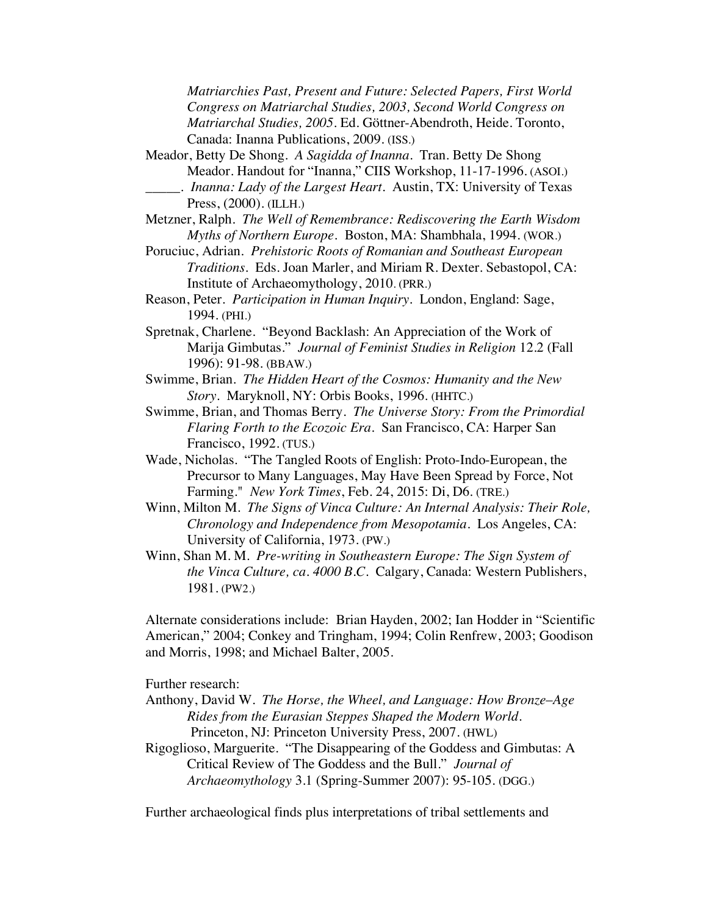*Matriarchies Past, Present and Future: Selected Papers, First World Congress on Matriarchal Studies, 2003, Second World Congress on Matriarchal Studies, 2005*. Ed. Göttner-Abendroth, Heide. Toronto, Canada: Inanna Publications, 2009. (ISS.)

Meador, Betty De Shong. *A Sagidda of Inanna*. Tran. Betty De Shong Meador. Handout for "Inanna," CIIS Workshop, 11-17-1996. (ASOI.)

_____. *Inanna: Lady of the Largest Heart*. Austin, TX: University of Texas Press, (2000). (ILLH.)

Metzner, Ralph. *The Well of Remembrance: Rediscovering the Earth Wisdom Myths of Northern Europe*. Boston, MA: Shambhala, 1994. (WOR.)

Poruciuc, Adrian. *Prehistoric Roots of Romanian and Southeast European Traditions*. Eds. Joan Marler, and Miriam R. Dexter. Sebastopol, CA: Institute of Archaeomythology, 2010. (PRR.)

Reason, Peter. *Participation in Human Inquiry*. London, England: Sage, 1994. (PHI.)

Spretnak, Charlene. "Beyond Backlash: An Appreciation of the Work of Marija Gimbutas." *Journal of Feminist Studies in Religion* 12.2 (Fall 1996): 91-98. (BBAW.)

Swimme, Brian. *The Hidden Heart of the Cosmos: Humanity and the New Story*. Maryknoll, NY: Orbis Books, 1996. (HHTC.)

Swimme, Brian, and Thomas Berry. *The Universe Story: From the Primordial Flaring Forth to the Ecozoic Era*. San Francisco, CA: Harper San Francisco, 1992. (TUS.)

Wade, Nicholas. "The Tangled Roots of English: Proto-Indo-European, the Precursor to Many Languages, May Have Been Spread by Force, Not Farming." *New York Times*, Feb. 24, 2015: Di, D6. (TRE.)

Winn, Milton M. *The Signs of Vinca Culture: An Internal Analysis: Their Role, Chronology and Independence from Mesopotamia*. Los Angeles, CA: University of California, 1973. (PW.)

Winn, Shan M. M. *Pre-writing in Southeastern Europe: The Sign System of the Vinca Culture, ca. 4000 B.C*. Calgary, Canada: Western Publishers, 1981. (PW2.)

Alternate considerations include: Brian Hayden, 2002; Ian Hodder in "Scientific American," 2004; Conkey and Tringham, 1994; Colin Renfrew, 2003; Goodison and Morris, 1998; and Michael Balter, 2005.

Further research:

Anthony, David W. *The Horse, the Wheel, and Language: How Bronze–Age Rides from the Eurasian Steppes Shaped the Modern World*. Princeton, NJ: Princeton University Press, 2007. (HWL)

Rigoglioso, Marguerite. "The Disappearing of the Goddess and Gimbutas: A Critical Review of The Goddess and the Bull." *Journal of Archaeomythology* 3.1 (Spring-Summer 2007): 95-105. (DGG.)

Further archaeological finds plus interpretations of tribal settlements and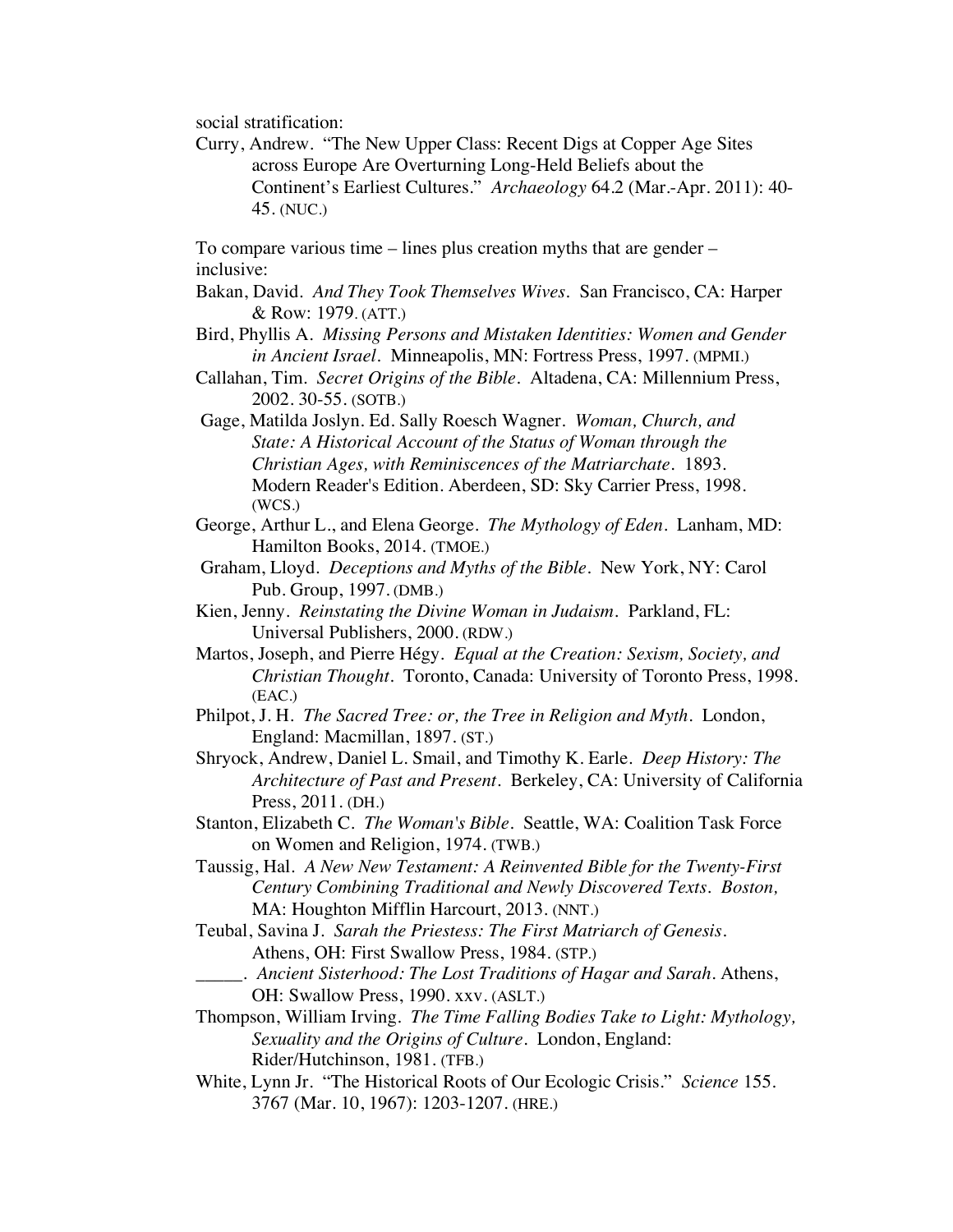social stratification:

Curry, Andrew. "The New Upper Class: Recent Digs at Copper Age Sites across Europe Are Overturning Long-Held Beliefs about the Continent's Earliest Cultures." *Archaeology* 64.2 (Mar.-Apr. 2011): 40-45. (NUC.)

To compare various time – lines plus creation myths that are gender – inclusive:

Bakan, David. *And They Took Themselves Wives*. San Francisco, CA: Harper & Row: 1979. (ATT.)

Bird, Phyllis A. *Missing Persons and Mistaken Identities: Women and Gender in Ancient Israel*. Minneapolis, MN: Fortress Press, 1997. (MPMI.)

Callahan, Tim. *Secret Origins of the Bible*. Altadena, CA: Millennium Press, 2002. 30-55. (SOTB.)

Gage, Matilda Joslyn. Ed. Sally Roesch Wagner. *Woman, Church, and State: A Historical Account of the Status of Woman through the Christian Ages, with Reminiscences of the Matriarchate*. 1893. Modern Reader's Edition. Aberdeen, SD: Sky Carrier Press, 1998. (WCS.)

George, Arthur L., and Elena George. *The Mythology of Eden*. Lanham, MD: Hamilton Books, 2014. (TMOE.)

Graham, Lloyd. *Deceptions and Myths of the Bible*. New York, NY: Carol Pub. Group, 1997. (DMB.)

Kien, Jenny. *Reinstating the Divine Woman in Judaism*. Parkland, FL: Universal Publishers, 2000. (RDW.)

Martos, Joseph, and Pierre Hégy. *Equal at the Creation: Sexism, Society, and Christian Thought*. Toronto, Canada: University of Toronto Press, 1998. (EAC.)

Philpot, J. H. *The Sacred Tree: or, the Tree in Religion and Myth*. London, England: Macmillan, 1897. (ST.)

Shryock, Andrew, Daniel L. Smail, and Timothy K. Earle. *Deep History: The Architecture of Past and Present*. Berkeley, CA: University of California Press, 2011. (DH.)

Stanton, Elizabeth C. *The Woman's Bible*. Seattle, WA: Coalition Task Force on Women and Religion, 1974. (TWB.)

Taussig, Hal. *A New New Testament: A Reinvented Bible for the Twenty-First Century Combining Traditional and Newly Discovered Texts. Boston,* MA: Houghton Mifflin Harcourt, 2013. (NNT.)

Teubal, Savina J. *Sarah the Priestess: The First Matriarch of Genesis*. Athens, OH: First Swallow Press, 1984. (STP.)

_____. *Ancient Sisterhood: The Lost Traditions of Hagar and Sarah*. Athens, OH: Swallow Press, 1990. xxv. (ASLT.)

Thompson, William Irving. *The Time Falling Bodies Take to Light: Mythology, Sexuality and the Origins of Culture*. London, England: Rider/Hutchinson, 1981. (TFB.)

White, Lynn Jr. "The Historical Roots of Our Ecologic Crisis." *Science* 155. 3767 (Mar. 10, 1967): 1203-1207. (HRE.)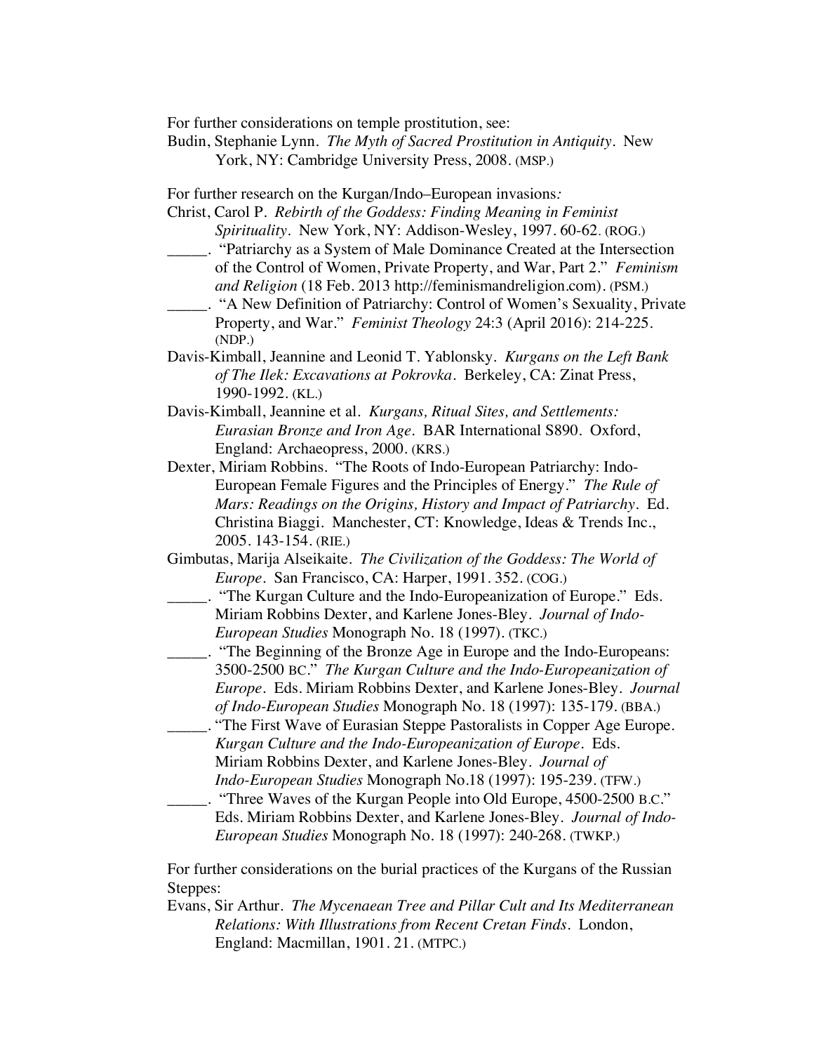For further considerations on temple prostitution, see:

Budin, Stephanie Lynn. *The Myth of Sacred Prostitution in Antiquity*. New York, NY: Cambridge University Press, 2008. (MSP.)

For further research on the Kurgan/Indo–European invasions*:*

Christ, Carol P. *Rebirth of the Goddess: Finding Meaning in Feminist Spirituality*. New York, NY: Addison-Wesley, 1997. 60-62. (ROG.)

_____. "Patriarchy as a System of Male Dominance Created at the Intersection of the Control of Women, Private Property, and War, Part 2." *Feminism and Religion* (18 Feb. 2013 http://feminismandreligion.com). (PSM.)

_____. "A New Definition of Patriarchy: Control of Women's Sexuality, Private Property, and War." *Feminist Theology* 24:3 (April 2016): 214-225. (NDP.)

Davis-Kimball, Jeannine and Leonid T. Yablonsky. *Kurgans on the Left Bank of The Ilek: Excavations at Pokrovka*. Berkeley, CA: Zinat Press, 1990-1992. (KL.)

Davis-Kimball, Jeannine et al. *Kurgans, Ritual Sites, and Settlements: Eurasian Bronze and Iron Age*. BAR International S890. Oxford, England: Archaeopress, 2000. (KRS.)

Dexter, Miriam Robbins. "The Roots of Indo-European Patriarchy: Indo-European Female Figures and the Principles of Energy." *The Rule of Mars: Readings on the Origins, History and Impact of Patriarchy*. Ed. Christina Biaggi. Manchester, CT: Knowledge, Ideas & Trends Inc., 2005. 143-154. (RIE.)

Gimbutas, Marija Alseikaite. *The Civilization of the Goddess: The World of Europe*. San Francisco, CA: Harper, 1991. 352. (COG.)

_____. "The Kurgan Culture and the Indo-Europeanization of Europe." Eds. Miriam Robbins Dexter, and Karlene Jones-Bley. *Journal of Indo-European Studies* Monograph No. 18 (1997). (TKC.)

_____. "The Beginning of the Bronze Age in Europe and the Indo-Europeans: 3500-2500 BC." *The Kurgan Culture and the Indo-Europeanization of Europe*. Eds. Miriam Robbins Dexter, and Karlene Jones-Bley. *Journal of Indo-European Studies* Monograph No. 18 (1997): 135-179. (BBA.)

_____. "The First Wave of Eurasian Steppe Pastoralists in Copper Age Europe. *Kurgan Culture and the Indo-Europeanization of Europe*. Eds. Miriam Robbins Dexter, and Karlene Jones-Bley. *Journal of Indo-European Studies* Monograph No.18 (1997): 195-239. (TFW.)

_____. "Three Waves of the Kurgan People into Old Europe, 4500-2500 B.C." Eds. Miriam Robbins Dexter, and Karlene Jones-Bley. *Journal of Indo-European Studies* Monograph No. 18 (1997): 240-268. (TWKP.)

For further considerations on the burial practices of the Kurgans of the Russian Steppes:

Evans, Sir Arthur. *The Mycenaean Tree and Pillar Cult and Its Mediterranean Relations: With Illustrations from Recent Cretan Finds*. London, England: Macmillan, 1901. 21. (MTPC.)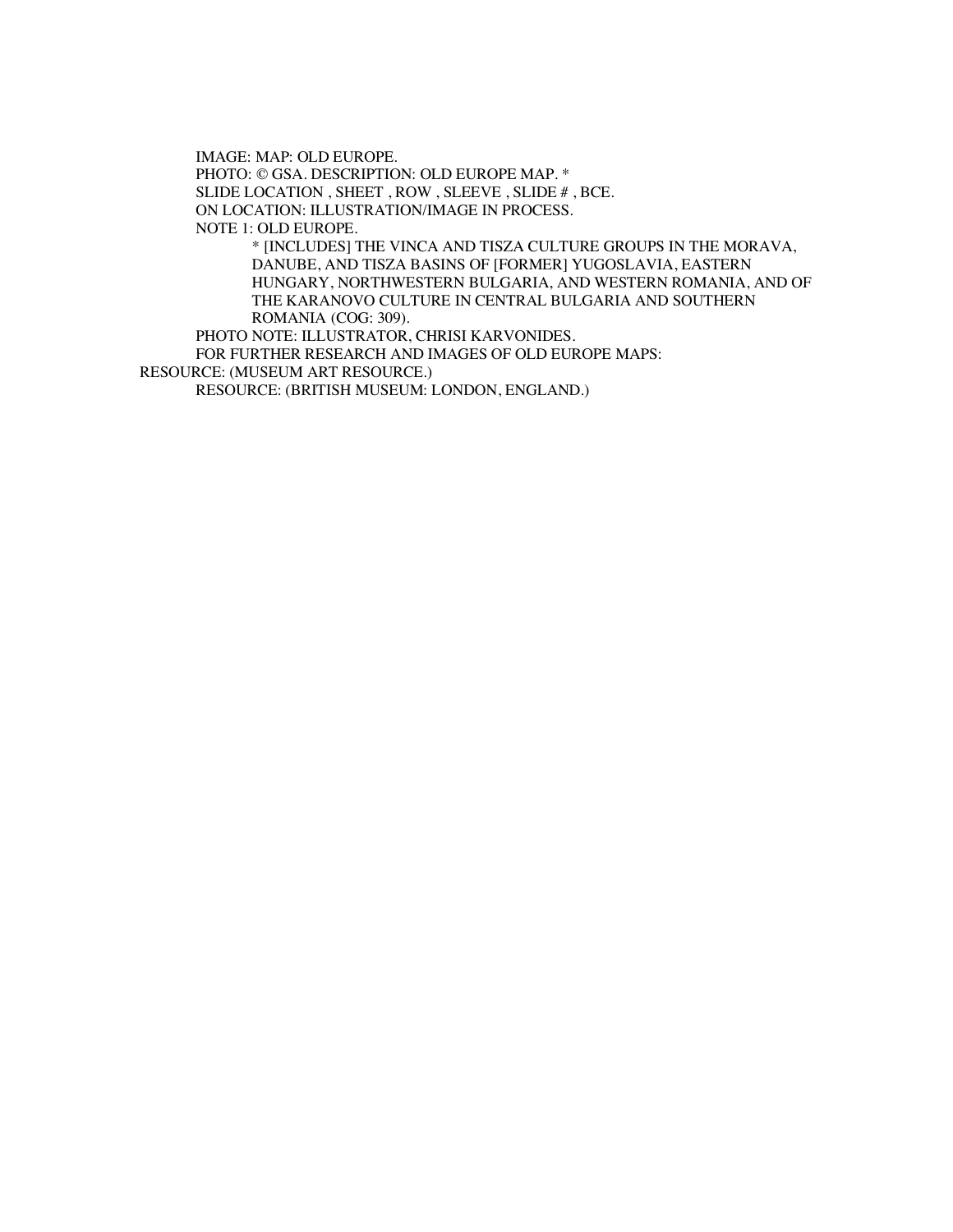IMAGE: MAP: OLD EUROPE.

PHOTO: © GSA. DESCRIPTION: OLD EUROPE MAP. *

SLIDE LOCATION , SHEET , ROW , SLEEVE , SLIDE # , BCE.

ON LOCATION: ILLUSTRATION/IMAGE IN PROCESS.

NOTE 1: OLD EUROPE.

> * [INCLUDES] THE VINCA AND TISZA CULTURE GROUPS IN THE MORAVA, DANUBE, AND TISZA BASINS OF [FORMER] YUGOSLAVIA, EASTERN HUNGARY, NORTHWESTERN BULGARIA, AND WESTERN ROMANIA, AND OF THE KARANOVO CULTURE IN CENTRAL BULGARIA AND SOUTHERN ROMANIA (COG: 309).

PHOTO NOTE: ILLUSTRATOR, CHRISI KARVONIDES.

FOR FURTHER RESEARCH AND IMAGES OF OLD EUROPE MAPS:

RESOURCE: (MUSEUM ART RESOURCE.)

RESOURCE: (BRITISH MUSEUM: LONDON, ENGLAND.)